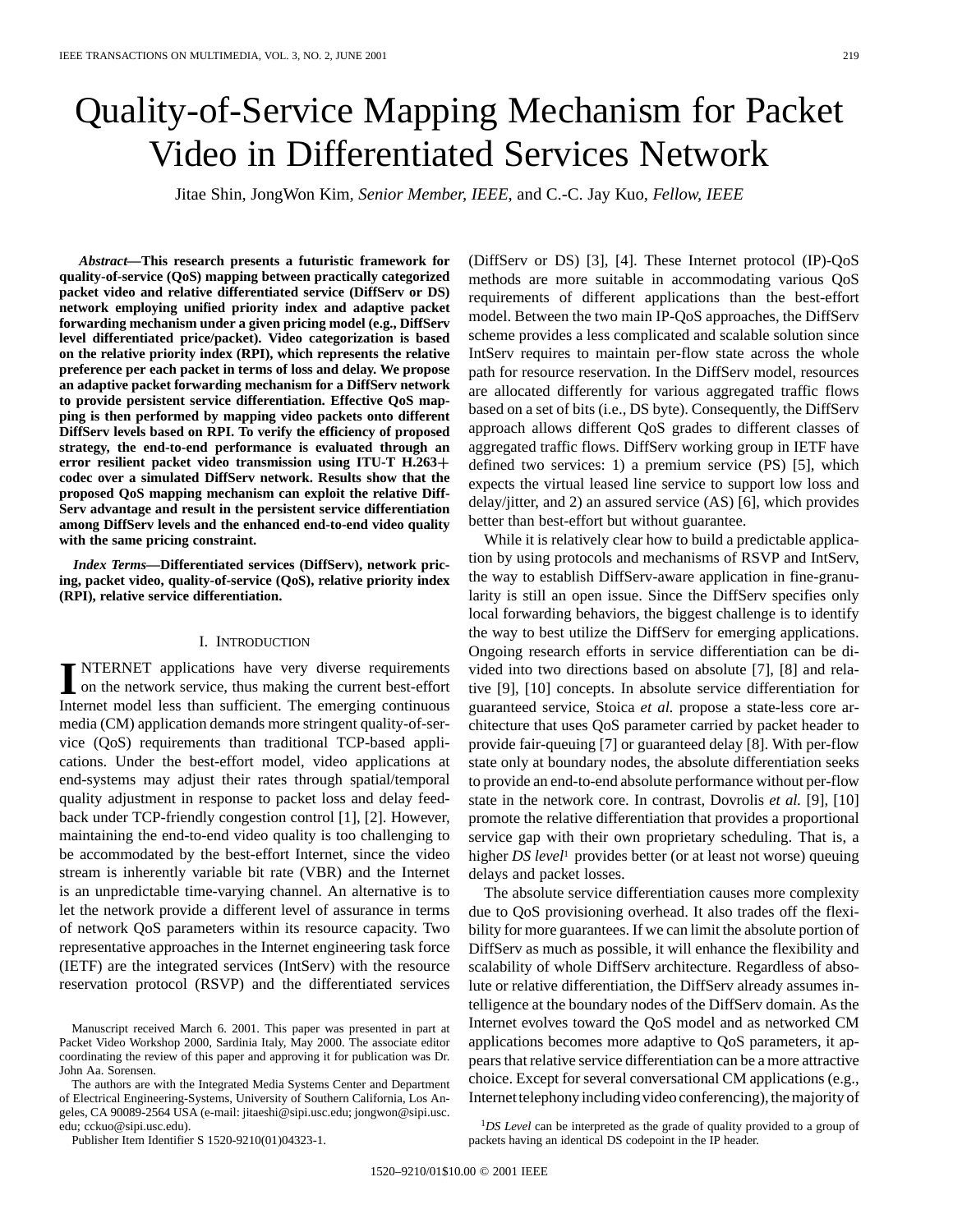# Quality-of-Service Mapping Mechanism for Packet Video in Differentiated Services Network

Jitae Shin, JongWon Kim, *Senior Member, IEEE*, and C.-C. Jay Kuo, *Fellow, IEEE*

***Abstract*—This research presents a futuristic framework for quality-of-service (QoS) mapping between practically categorized packet video and relative differentiated service (DiffServ or DS) network employing unified priority index and adaptive packet forwarding mechanism under a given pricing model (e.g., DiffServ level differentiated price/packet). Video categorization is based on the relative priority index (RPI), which represents the relative preference per each packet in terms of loss and delay. We propose an adaptive packet forwarding mechanism for a DiffServ network to provide persistent service differentiation. Effective QoS mapping is then performed by mapping video packets onto different DiffServ levels based on RPI. To verify the efficiency of proposed strategy, the end-to-end performance is evaluated through an error resilient packet video transmission using ITU-T H.263+ codec over a simulated DiffServ network. Results show that the proposed QoS mapping mechanism can exploit the relative DiffServ advantage and result in the persistent service differentiation among DiffServ levels and the enhanced end-to-end video quality with the same pricing constraint.**

***Index Terms*—Differentiated services (DiffServ), network pricing, packet video, quality-of-service (QoS), relative priority index (RPI), relative service differentiation.**

## I. Introduction

Internet applications have very diverse requirements on the network service, thus making the current best-effort Internet model less than sufficient. The emerging continuous media (CM) application demands more stringent quality-of-service (QoS) requirements than traditional TCP-based applications. Under the best-effort model, video applications at end-systems may adjust their rates through spatial/temporal quality adjustment in response to packet loss and delay feedback under TCP-friendly congestion control [1], [2]. However, maintaining the end-to-end video quality is too challenging to be accommodated by the best-effort Internet, since the video stream is inherently variable bit rate (VBR) and the Internet is an unpredictable time-varying channel. An alternative is to let the network provide a different level of assurance in terms of network QoS parameters within its resource capacity. Two representative approaches in the Internet engineering task force (IETF) are the integrated services (IntServ) with the resource reservation protocol (RSVP) and the differentiated services (DiffServ or DS) [3], [4]. These Internet protocol (IP)-QoS methods are more suitable in accommodating various QoS requirements of different applications than the best-effort model. Between the two main IP-QoS approaches, the DiffServ scheme provides a less complicated and scalable solution since IntServ requires to maintain per-flow state across the whole path for resource reservation. In the DiffServ model, resources are allocated differently for various aggregated traffic flows based on a set of bits (i.e., DS byte). Consequently, the DiffServ approach allows different QoS grades to different classes of aggregated traffic flows. DiffServ working group in IETF have defined two services: 1) a premium service (PS) [5], which expects the virtual leased line service to support low loss and delay/jitter, and 2) an assured service (AS) [6], which provides better than best-effort but without guarantee.

While it is relatively clear how to build a predictable application by using protocols and mechanisms of RSVP and IntServ, the way to establish DiffServ-aware application in fine-granularity is still an open issue. Since the DiffServ specifies only local forwarding behaviors, the biggest challenge is to identify the way to best utilize the DiffServ for emerging applications. Ongoing research efforts in service differentiation can be divided into two directions based on absolute [7], [8] and relative [9], [10] concepts. In absolute service differentiation for guaranteed service, Stoica *et al.* propose a state-less core architecture that uses QoS parameter carried by packet header to provide fair-queuing [7] or guaranteed delay [8]. With per-flow state only at boundary nodes, the absolute differentiation seeks to provide an end-to-end absolute performance without per-flow state in the network core. In contrast, Dovrolis *et al.* [9], [10] promote the relative differentiation that provides a proportional service gap with their own proprietary scheduling. That is, a higher *DS level*[1] provides better (or at least not worse) queuing delays and packet losses.

The absolute service differentiation causes more complexity due to QoS provisioning overhead. It also trades off the flexibility for more guarantees. If we can limit the absolute portion of DiffServ as much as possible, it will enhance the flexibility and scalability of whole DiffServ architecture. Regardless of absolute or relative differentiation, the DiffServ already assumes intelligence at the boundary nodes of the DiffServ domain. As the Internet evolves toward the QoS model and as networked CM applications becomes more adaptive to QoS parameters, it appears that relative service differentiation can be a more attractive choice. Except for several conversational CM applications (e.g., Internet telephony including video conferencing), the majority of

Manuscript received March 6. 2001. This paper was presented in part at Packet Video Workshop 2000, Sardinia Italy, May 2000. The associate editor coordinating the review of this paper and approving it for publication was Dr. John Aa. Sorensen.

The authors are with the Integrated Media Systems Center and Department of Electrical Engineering-Systems, University of Southern California, Los Angeles, CA 90089-2564 USA (e-mail: jitaeshi@sipi.usc.edu; jongwon@sipi.usc.edu; cckuo@sipi.usc.edu).

Publisher Item Identifier S 1520-9210(01)04323-1.

[1] *DS Level* can be interpreted as the grade of quality provided to a group of packets having an identical DS codepoint in the IP header.

1520–9210/01$10.00 © 2001 IEEE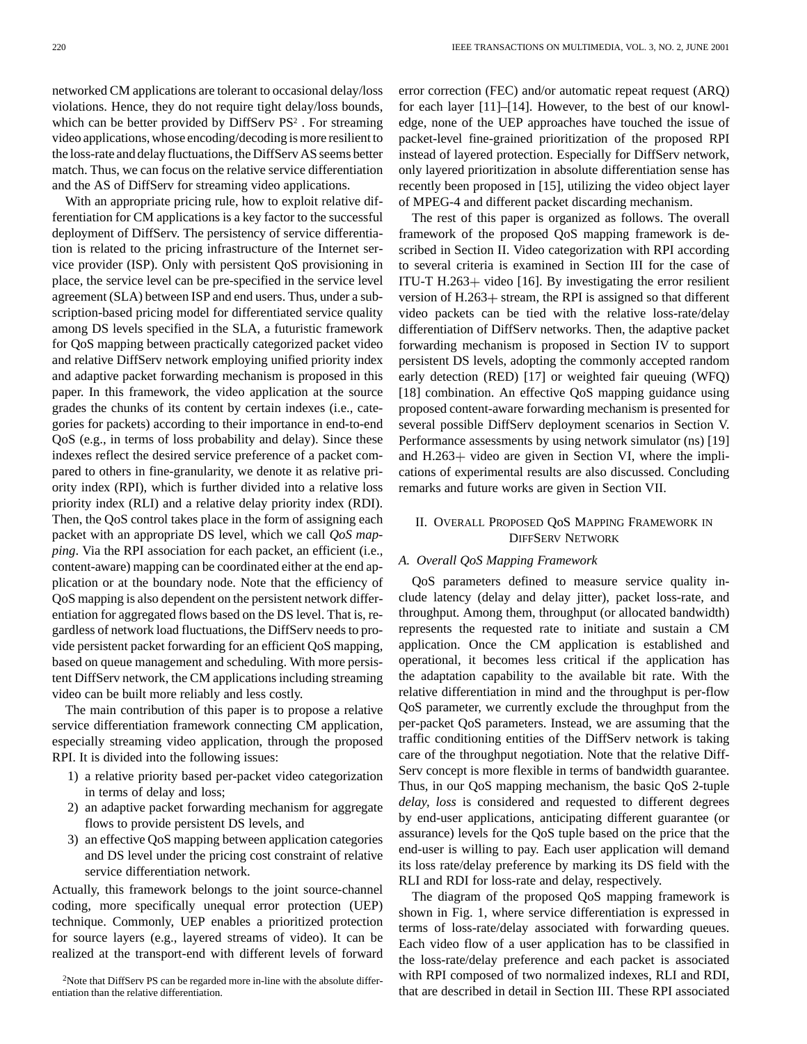networked CM applications are tolerant to occasional delay/loss violations. Hence, they do not require tight delay/loss bounds, which can be better provided by DiffServ PS[2]. For streaming video applications, whose encoding/decoding is more resilient to the loss-rate and delay fluctuations, the DiffServ AS seems better match. Thus, we can focus on the relative service differentiation and the AS of DiffServ for streaming video applications.

With an appropriate pricing rule, how to exploit relative differentiation for CM applications is a key factor to the successful deployment of DiffServ. The persistency of service differentiation is related to the pricing infrastructure of the Internet service provider (ISP). Only with persistent QoS provisioning in place, the service level can be pre-specified in the service level agreement (SLA) between ISP and end users. Thus, under a subscription-based pricing model for differentiated service quality among DS levels specified in the SLA, a futuristic framework for QoS mapping between practically categorized packet video and relative DiffServ network employing unified priority index and adaptive packet forwarding mechanism is proposed in this paper. In this framework, the video application at the source grades the chunks of its content by certain indexes (i.e., categories for packets) according to their importance in end-to-end QoS (e.g., in terms of loss probability and delay). Since these indexes reflect the desired service preference of a packet compared to others in fine-granularity, we denote it as relative priority index (RPI), which is further divided into a relative loss priority index (RLI) and a relative delay priority index (RDI). Then, the QoS control takes place in the form of assigning each packet with an appropriate DS level, which we call *QoS mapping*. Via the RPI association for each packet, an efficient (i.e., content-aware) mapping can be coordinated either at the end application or at the boundary node. Note that the efficiency of QoS mapping is also dependent on the persistent network differentiation for aggregated flows based on the DS level. That is, regardless of network load fluctuations, the DiffServ needs to provide persistent packet forwarding for an efficient QoS mapping, based on queue management and scheduling. With more persistent DiffServ network, the CM applications including streaming video can be built more reliably and less costly.

The main contribution of this paper is to propose a relative service differentiation framework connecting CM application, especially streaming video application, through the proposed RPI. It is divided into the following issues:

1) a relative priority based per-packet video categorization in terms of delay and loss;
2) an adaptive packet forwarding mechanism for aggregate flows to provide persistent DS levels, and
3) an effective QoS mapping between application categories and DS level under the pricing cost constraint of relative service differentiation network.

Actually, this framework belongs to the joint source-channel coding, more specifically unequal error protection (UEP) technique. Commonly, UEP enables a prioritized protection for source layers (e.g., layered streams of video). It can be realized at the transport-end with different levels of forward error correction (FEC) and/or automatic repeat request (ARQ) for each layer [11]–[14]. However, to the best of our knowledge, none of the UEP approaches have touched the issue of packet-level fine-grained prioritization of the proposed RPI instead of layered protection. Especially for DiffServ network, only layered prioritization in absolute differentiation sense has recently been proposed in [15], utilizing the video object layer of MPEG-4 and different packet discarding mechanism.

The rest of this paper is organized as follows. The overall framework of the proposed QoS mapping framework is described in Section II. Video categorization with RPI according to several criteria is examined in Section III for the case of ITU-T H.263+ video [16]. By investigating the error resilient version of H.263+ stream, the RPI is assigned so that different video packets can be tied with the relative loss-rate/delay differentiation of DiffServ networks. Then, the adaptive packet forwarding mechanism is proposed in Section IV to support persistent DS levels, adopting the commonly accepted random early detection (RED) [17] or weighted fair queuing (WFQ) [18] combination. An effective QoS mapping guidance using proposed content-aware forwarding mechanism is presented for several possible DiffServ deployment scenarios in Section V. Performance assessments by using network simulator (ns) [19] and H.263+ video are given in Section VI, where the implications of experimental results are also discussed. Concluding remarks and future works are given in Section VII.

## II. Overall Proposed QoS Mapping Framework in DiffServ Network

### A. Overall QoS Mapping Framework

QoS parameters defined to measure service quality include latency (delay and delay jitter), packet loss-rate, and throughput. Among them, throughput (or allocated bandwidth) represents the requested rate to initiate and sustain a CM application. Once the CM application is established and operational, it becomes less critical if the application has the adaptation capability to the available bit rate. With the relative differentiation in mind and the throughput is per-flow QoS parameter, we currently exclude the throughput from the per-packet QoS parameters. Instead, we are assuming that the traffic conditioning entities of the DiffServ network is taking care of the throughput negotiation. Note that the relative DiffServ concept is more flexible in terms of bandwidth guarantee. Thus, in our QoS mapping mechanism, the basic QoS 2-tuple *delay, loss* is considered and requested to different degrees by end-user applications, anticipating different guarantee (or assurance) levels for the QoS tuple based on the price that the end-user is willing to pay. Each user application will demand its loss rate/delay preference by marking its DS field with the RLI and RDI for loss-rate and delay, respectively.

The diagram of the proposed QoS mapping framework is shown in Fig. 1, where service differentiation is expressed in terms of loss-rate/delay associated with forwarding queues. Each video flow of a user application has to be classified in the loss-rate/delay preference and each packet is associated with RPI composed of two normalized indexes, RLI and RDI, that are described in detail in Section III. These RPI associated

[2]Note that DiffServ PS can be regarded more in-line with the absolute differentiation than the relative differentiation.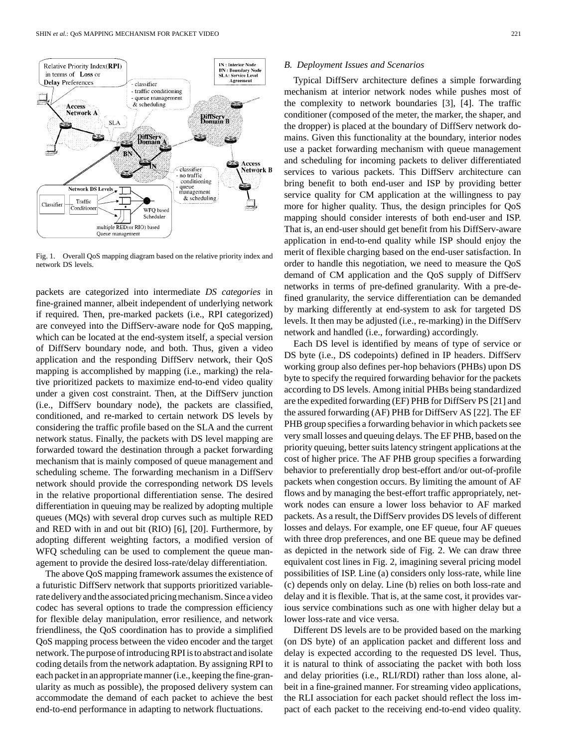Fig. 1. Overall QoS mapping diagram based on the relative priority index and network DS levels.

packets are categorized into intermediate *DS categories* in fine-grained manner, albeit independent of underlying network if required. Then, pre-marked packets (i.e., RPI categorized) are conveyed into the DiffServ-aware node for QoS mapping, which can be located at the end-system itself, a special version of DiffServ boundary node, and both. Thus, given a video application and the responding DiffServ network, their QoS mapping is accomplished by mapping (i.e., marking) the relative prioritized packets to maximize end-to-end video quality under a given cost constraint. Then, at the DiffServ junction (i.e., DiffServ boundary node), the packets are classified, conditioned, and re-marked to certain network DS levels by considering the traffic profile based on the SLA and the current network status. Finally, the packets with DS level mapping are forwarded toward the destination through a packet forwarding mechanism that is mainly composed of queue management and scheduling scheme. The forwarding mechanism in a DiffServ network should provide the corresponding network DS levels in the relative proportional differentiation sense. The desired differentiation in queuing may be realized by adopting multiple queues (MQs) with several drop curves such as multiple RED and RED with in and out bit (RIO) [6], [20]. Furthermore, by adopting different weighting factors, a modified version of WFQ scheduling can be used to complement the queue management to provide the desired loss-rate/delay differentiation.

The above QoS mapping framework assumes the existence of a futuristic DiffServ network that supports prioritized variable-rate delivery and the associated pricing mechanism. Since a video codec has several options to trade the compression efficiency for flexible delay manipulation, error resilience, and network friendliness, the QoS coordination has to provide a simplified QoS mapping process between the video encoder and the target network. The purpose of introducing RPI is to abstract and isolate coding details from the network adaptation. By assigning RPI to each packet in an appropriate manner (i.e., keeping the fine-granularity as much as possible), the proposed delivery system can accommodate the demand of each packet to achieve the best end-to-end performance in adapting to network fluctuations.

### *B. Deployment Issues and Scenarios*

Typical DiffServ architecture defines a simple forwarding mechanism at interior network nodes while pushes most of the complexity to network boundaries [3], [4]. The traffic conditioner (composed of the meter, the marker, the shaper, and the dropper) is placed at the boundary of DiffServ network domains. Given this functionality at the boundary, interior nodes use a packet forwarding mechanism with queue management and scheduling for incoming packets to deliver differentiated services to various packets. This DiffServ architecture can bring benefit to both end-user and ISP by providing better service quality for CM application at the willingness to pay more for higher quality. Thus, the design principles for QoS mapping should consider interests of both end-user and ISP. That is, an end-user should get benefit from his DiffServ-aware application in end-to-end quality while ISP should enjoy the merit of flexible charging based on the end-user satisfaction. In order to handle this negotiation, we need to measure the QoS demand of CM application and the QoS supply of DiffServ networks in terms of pre-defined granularity. With a pre-defined granularity, the service differentiation can be demanded by marking differently at end-system to ask for targeted DS levels. It then may be adjusted (i.e., re-marking) in the DiffServ network and handled (i.e., forwarding) accordingly.

Each DS level is identified by means of type of service or DS byte (i.e., DS codepoints) defined in IP headers. DiffServ working group also defines per-hop behaviors (PHBs) upon DS byte to specify the required forwarding behavior for the packets according to DS levels. Among initial PHBs being standardized are the expedited forwarding (EF) PHB for DiffServ PS [21] and the assured forwarding (AF) PHB for DiffServ AS [22]. The EF PHB group specifies a forwarding behavior in which packets see very small losses and queuing delays. The EF PHB, based on the priority queuing, better suits latency stringent applications at the cost of higher price. The AF PHB group specifies a forwarding behavior to preferentially drop best-effort and/or out-of-profile packets when congestion occurs. By limiting the amount of AF flows and by managing the best-effort traffic appropriately, network nodes can ensure a lower loss behavior to AF marked packets. As a result, the DiffServ provides DS levels of different losses and delays. For example, one EF queue, four AF queues with three drop preferences, and one BE queue may be defined as depicted in the network side of Fig. 2. We can draw three equivalent cost lines in Fig. 2, imagining several pricing model possibilities of ISP. Line (a) considers only loss-rate, while line (c) depends only on delay. Line (b) relies on both loss-rate and delay and it is flexible. That is, at the same cost, it provides various service combinations such as one with higher delay but a lower loss-rate and vice versa.

Different DS levels are to be provided based on the marking (on DS byte) of an application packet and different loss and delay is expected according to the requested DS level. Thus, it is natural to think of associating the packet with both loss and delay priorities (i.e., RLI/RDI) rather than loss alone, albeit in a fine-grained manner. For streaming video applications, the RLI association for each packet should reflect the loss impact of each packet to the receiving end-to-end video quality.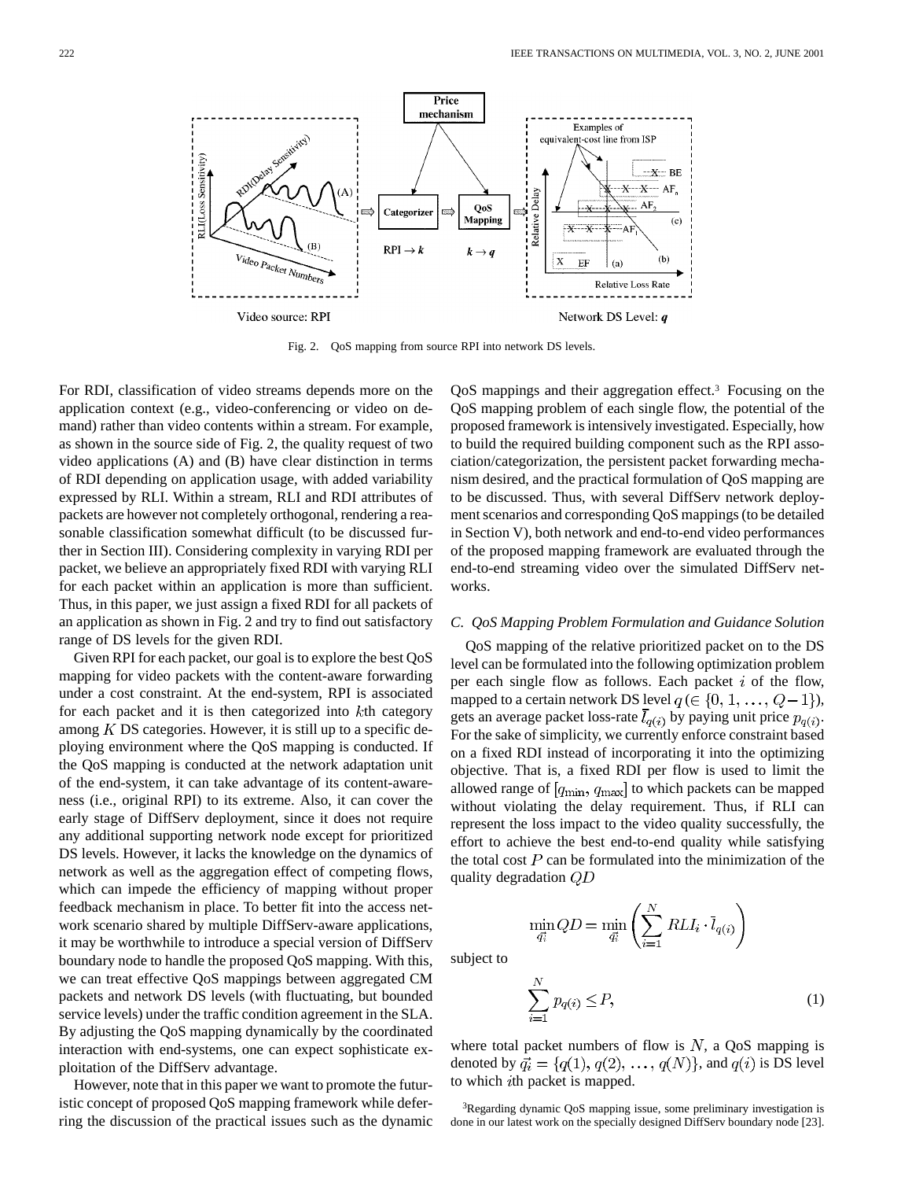Fig. 2. QoS mapping from source RPI into network DS levels.

For RDI, classification of video streams depends more on the application context (e.g., video-conferencing or video on demand) rather than video contents within a stream. For example, as shown in the source side of Fig. 2, the quality request of two video applications (A) and (B) have clear distinction in terms of RDI depending on application usage, with added variability expressed by RLI. Within a stream, RLI and RDI attributes of packets are however not completely orthogonal, rendering a reasonable classification somewhat difficult (to be discussed further in Section III). Considering complexity in varying RDI per packet, we believe an appropriately fixed RDI with varying RLI for each packet within an application is more than sufficient. Thus, in this paper, we just assign a fixed RDI for all packets of an application as shown in Fig. 2 and try to find out satisfactory range of DS levels for the given RDI.

Given RPI for each packet, our goal is to explore the best QoS mapping for video packets with the content-aware forwarding under a cost constraint. At the end-system, RPI is associated for each packet and it is then categorized into $k$th category among $K$ DS categories. However, it is still up to a specific deploying environment where the QoS mapping is conducted. If the QoS mapping is conducted at the network adaptation unit of the end-system, it can take advantage of its content-awareness (i.e., original RPI) to its extreme. Also, it can cover the early stage of DiffServ deployment, since it does not require any additional supporting network node except for prioritized DS levels. However, it lacks the knowledge on the dynamics of network as well as the aggregation effect of competing flows, which can impede the efficiency of mapping without proper feedback mechanism in place. To better fit into the access network scenario shared by multiple DiffServ-aware applications, it may be worthwhile to introduce a special version of DiffServ boundary node to handle the proposed QoS mapping. With this, we can treat effective QoS mappings between aggregated CM packets and network DS levels (with fluctuating, but bounded service levels) under the traffic condition agreement in the SLA. By adjusting the QoS mapping dynamically by the coordinated interaction with end-systems, one can expect sophisticate exploitation of the DiffServ advantage.

However, note that in this paper we want to promote the futuristic concept of proposed QoS mapping framework while deferring the discussion of the practical issues such as the dynamic QoS mappings and their aggregation effect.[3] Focusing on the QoS mapping problem of each single flow, the potential of the proposed framework is intensively investigated. Especially, how to build the required building component such as the RPI association/categorization, the persistent packet forwarding mechanism desired, and the practical formulation of QoS mapping are to be discussed. Thus, with several DiffServ network deployment scenarios and corresponding QoS mappings (to be detailed in Section V), both network and end-to-end video performances of the proposed mapping framework are evaluated through the end-to-end streaming video over the simulated DiffServ networks.

### C. QoS Mapping Problem Formulation and Guidance Solution

QoS mapping of the relative prioritized packet on to the DS level can be formulated into the following optimization problem per each single flow as follows. Each packet $i$ of the flow, mapped to a certain network DS level $q\,(\in \{0, 1, \ldots, Q-1\})$, gets an average packet loss-rate $\bar{l}_{q(i)}$ by paying unit price $p_{q(i)}$. For the sake of simplicity, we currently enforce constraint based on a fixed RDI instead of incorporating it into the optimizing objective. That is, a fixed RDI per flow is used to limit the allowed range of $[q_{\min}, q_{\max}]$ to which packets can be mapped without violating the delay requirement. Thus, if RLI can represent the loss impact to the video quality successfully, the effort to achieve the best end-to-end quality while satisfying the total cost $P$ can be formulated into the minimization of the quality degradation $QD$

$$\min_{\vec{q_i}} QD = \min_{\vec{q_i}} \left( \sum_{i=1}^{N} RLI_i \cdot \bar{l}_{q(i)} \right)$$

subject to

$$\sum_{i=1}^{N} p_{q(i)} \leq P, \tag{1}$$

where total packet numbers of flow is $N$, a QoS mapping is denoted by $\vec{q_i} = \{q(1), q(2), \ldots, q(N)\}$, and $q(i)$ is DS level to which $i$th packet is mapped.

[3]Regarding dynamic QoS mapping issue, some preliminary investigation is done in our latest work on the specially designed DiffServ boundary node [23].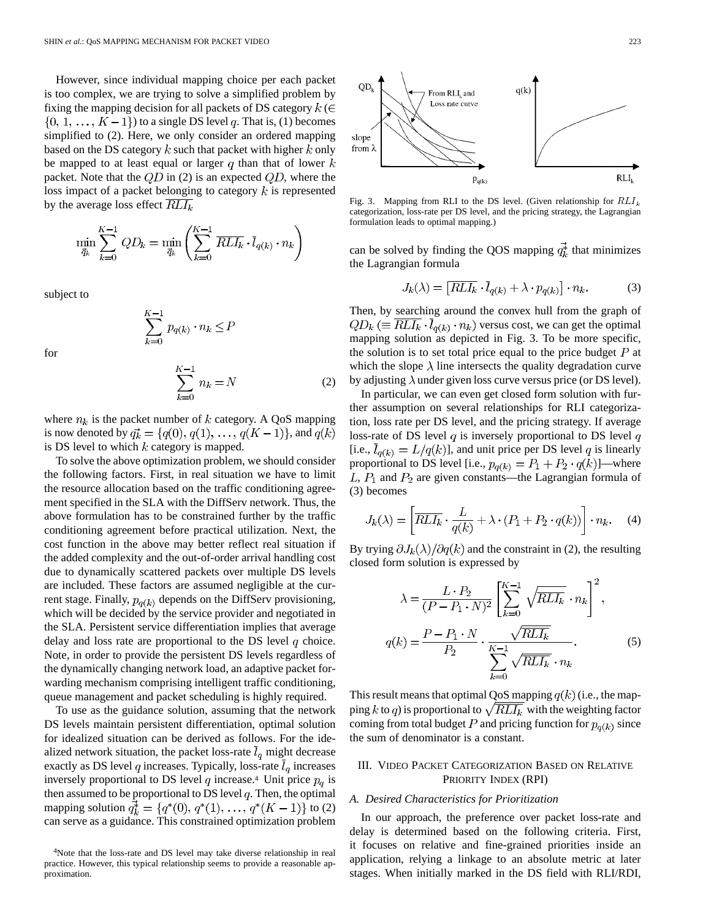However, since individual mapping choice per each packet is too complex, we are trying to solve a simplified problem by fixing the mapping decision for all packets of DS category $k$ ($\in \{0, 1, \ldots, K-1\}$) to a single DS level $q$. That is, (1) becomes simplified to (2). Here, we only consider an ordered mapping based on the DS category $k$ such that packet with higher $k$ only be mapped to at least equal or larger $q$ than that of lower $k$ packet. Note that the $QD$ in (2) is an expected $QD$, where the loss impact of a packet belonging to category $k$ is represented by the average loss effect $\overline{RLI_k}$

$$\min_{\vec{q}_k} \sum_{k=0}^{K-1} QD_k = \min_{\vec{q}_k} \left( \sum_{k=0}^{K-1} \overline{RLI_k} \cdot \bar{l}_{q(k)} \cdot n_k \right)$$

subject to

$$\sum_{k=0}^{K-1} p_{q(k)} \cdot n_k \leq P$$

for

$$\sum_{k=0}^{K-1} n_k = N \tag{2}$$

where $n_k$ is the packet number of $k$ category. A QoS mapping is now denoted by $\vec{q_k} = \{q(0), q(1), \ldots, q(K-1)\}$, and $q(k)$ is DS level to which $k$ category is mapped.

To solve the above optimization problem, we should consider the following factors. First, in real situation we have to limit the resource allocation based on the traffic conditioning agreement specified in the SLA with the DiffServ network. Thus, the above formulation has to be constrained further by the traffic conditioning agreement before practical utilization. Next, the cost function in the above may better reflect real situation if the added complexity and the out-of-order arrival handling cost due to dynamically scattered packets over multiple DS levels are included. These factors are assumed negligible at the current stage. Finally, $p_{q(k)}$ depends on the DiffServ provisioning, which will be decided by the service provider and negotiated in the SLA. Persistent service differentiation implies that average delay and loss rate are proportional to the DS level $q$ choice. Note, in order to provide the persistent DS levels regardless of the dynamically changing network load, an adaptive packet forwarding mechanism comprising intelligent traffic conditioning, queue management and packet scheduling is highly required.

To use as the guidance solution, assuming that the network DS levels maintain persistent differentiation, optimal solution for idealized situation can be derived as follows. For the idealized network situation, the packet loss-rate $\bar{l}_q$ might decrease exactly as DS level $q$ increases. Typically, loss-rate $\bar{l}_q$ increases inversely proportional to DS level $q$ increase.[4] Unit price $p_q$ is then assumed to be proportional to DS level $q$. Then, the optimal mapping solution $\vec{q}_k^* = \{q^*(0), q^*(1), \ldots, q^*(K-1)\}$ to (2) can serve as a guidance. This constrained optimization problem

[4]Note that the loss-rate and DS level may take diverse relationship in real practice. However, this typical relationship seems to provide a reasonable approximation.

Fig. 3. Mapping from RLI to the DS level. (Given relationship for $RLI_k$ categorization, loss-rate per DS level, and the pricing strategy, the Lagrangian formulation leads to optimal mapping.)

can be solved by finding the QOS mapping $\vec{q}_k^*$ that minimizes the Lagrangian formula

$$J_k(\lambda) = \left[\overline{RLI_k} \cdot \bar{l}_{q(k)} + \lambda \cdot p_{q(k)}\right] \cdot n_k. \tag{3}$$

Then, by searching around the convex hull from the graph of $QD_k$ ($\equiv \overline{RLI_k} \cdot \bar{l}_{q(k)} \cdot n_k$) versus cost, we can get the optimal mapping solution as depicted in Fig. 3. To be more specific, the solution is to set total price equal to the price budget $P$ at which the slope $\lambda$ line intersects the quality degradation curve by adjusting $\lambda$ under given loss curve versus price (or DS level).

In particular, we can even get closed form solution with further assumption on several relationships for RLI categorization, loss rate per DS level, and the pricing strategy. If average loss-rate of DS level $q$ is inversely proportional to DS level $q$ [i.e., $\bar{l}_{q(k)} = L/q(k)$], and unit price per DS level $q$ is linearly proportional to DS level [i.e., $p_{q(k)} = P_1 + P_2 \cdot q(k)$]—where $L$, $P_1$ and $P_2$ are given constants—the Lagrangian formula of (3) becomes

$$J_k(\lambda) = \left[\overline{RLI_k} \cdot \frac{L}{q(k)} + \lambda \cdot (P_1 + P_2 \cdot q(k))\right] \cdot n_k. \tag{4}$$

By trying $\partial J_k(\lambda)/\partial q(k)$ and the constraint in (2), the resulting closed form solution is expressed by

$$\lambda = \frac{L \cdot P_2}{(P - P_1 \cdot N)^2} \left[\sum_{k=0}^{K-1} \sqrt{\overline{RLI_k}} \cdot n_k\right]^2,$$

$$q(k) = \frac{P - P_1 \cdot N}{P_2} \cdot \frac{\sqrt{\overline{RLI_k}}}{\sum_{k=0}^{K-1} \sqrt{\overline{RLI_k}} \cdot n_k}. \tag{5}$$

This result means that optimal QoS mapping $q(k)$ (i.e., the mapping $k$ to $q$) is proportional to $\sqrt{\overline{RLI_k}}$ with the weighting factor coming from total budget $P$ and pricing function for $p_{q(k)}$ since the sum of denominator is a constant.

## III. Video Packet Categorization Based on Relative Priority Index (RPI)

### A. Desired Characteristics for Prioritization

In our approach, the preference over packet loss-rate and delay is determined based on the following criteria. First, it focuses on relative and fine-grained priorities inside an application, relying a linkage to an absolute metric at later stages. When initially marked in the DS field with RLI/RDI,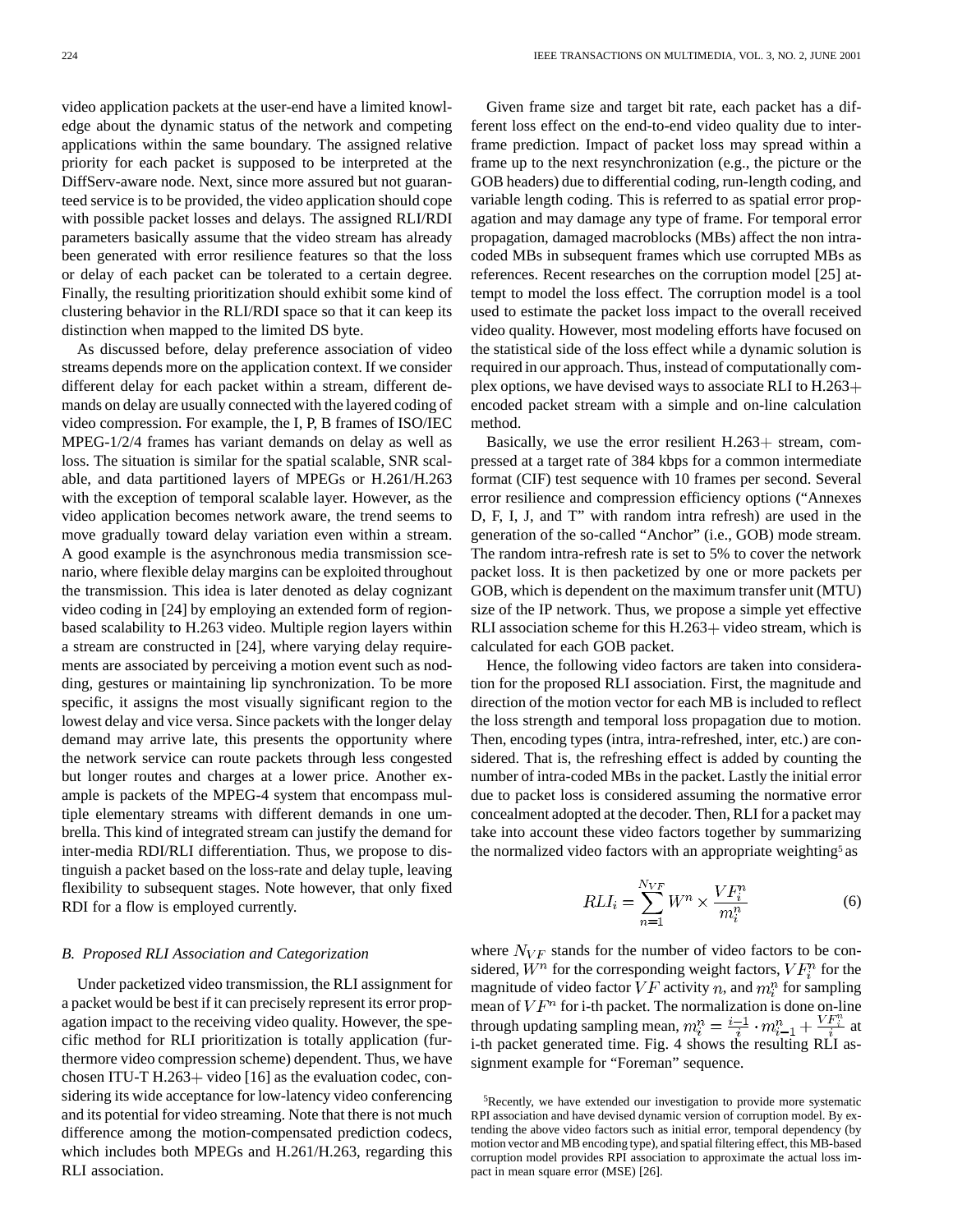video application packets at the user-end have a limited knowledge about the dynamic status of the network and competing applications within the same boundary. The assigned relative priority for each packet is supposed to be interpreted at the DiffServ-aware node. Next, since more assured but not guaranteed service is to be provided, the video application should cope with possible packet losses and delays. The assigned RLI/RDI parameters basically assume that the video stream has already been generated with error resilience features so that the loss or delay of each packet can be tolerated to a certain degree. Finally, the resulting prioritization should exhibit some kind of clustering behavior in the RLI/RDI space so that it can keep its distinction when mapped to the limited DS byte.

As discussed before, delay preference association of video streams depends more on the application context. If we consider different delay for each packet within a stream, different demands on delay are usually connected with the layered coding of video compression. For example, the I, P, B frames of ISO/IEC MPEG-1/2/4 frames has variant demands on delay as well as loss. The situation is similar for the spatial scalable, SNR scalable, and data partitioned layers of MPEGs or H.261/H.263 with the exception of temporal scalable layer. However, as the video application becomes network aware, the trend seems to move gradually toward delay variation even within a stream. A good example is the asynchronous media transmission scenario, where flexible delay margins can be exploited throughout the transmission. This idea is later denoted as delay cognizant video coding in [24] by employing an extended form of region-based scalability to H.263 video. Multiple region layers within a stream are constructed in [24], where varying delay requirements are associated by perceiving a motion event such as nodding, gestures or maintaining lip synchronization. To be more specific, it assigns the most visually significant region to the lowest delay and vice versa. Since packets with the longer delay demand may arrive late, this presents the opportunity where the network service can route packets through less congested but longer routes and charges at a lower price. Another example is packets of the MPEG-4 system that encompass multiple elementary streams with different demands in one umbrella. This kind of integrated stream can justify the demand for inter-media RDI/RLI differentiation. Thus, we propose to distinguish a packet based on the loss-rate and delay tuple, leaving flexibility to subsequent stages. Note however, that only fixed RDI for a flow is employed currently.

### *B. Proposed RLI Association and Categorization*

Under packetized video transmission, the RLI assignment for a packet would be best if it can precisely represent its error propagation impact to the receiving video quality. However, the specific method for RLI prioritization is totally application (furthermore video compression scheme) dependent. Thus, we have chosen ITU-T H.263+ video [16] as the evaluation codec, considering its wide acceptance for low-latency video conferencing and its potential for video streaming. Note that there is not much difference among the motion-compensated prediction codecs, which includes both MPEGs and H.261/H.263, regarding this RLI association.

Given frame size and target bit rate, each packet has a different loss effect on the end-to-end video quality due to interframe prediction. Impact of packet loss may spread within a frame up to the next resynchronization (e.g., the picture or the GOB headers) due to differential coding, run-length coding, and variable length coding. This is referred to as spatial error propagation and may damage any type of frame. For temporal error propagation, damaged macroblocks (MBs) affect the non intra-coded MBs in subsequent frames which use corrupted MBs as references. Recent researches on the corruption model [25] attempt to model the loss effect. The corruption model is a tool used to estimate the packet loss impact to the overall received video quality. However, most modeling efforts have focused on the statistical side of the loss effect while a dynamic solution is required in our approach. Thus, instead of computationally complex options, we have devised ways to associate RLI to H.263+ encoded packet stream with a simple and on-line calculation method.

Basically, we use the error resilient H.263+ stream, compressed at a target rate of 384 kbps for a common intermediate format (CIF) test sequence with 10 frames per second. Several error resilience and compression efficiency options ("Annexes D, F, I, J, and T" with random intra refresh) are used in the generation of the so-called "Anchor" (i.e., GOB) mode stream. The random intra-refresh rate is set to 5% to cover the network packet loss. It is then packetized by one or more packets per GOB, which is dependent on the maximum transfer unit (MTU) size of the IP network. Thus, we propose a simple yet effective RLI association scheme for this H.263+ video stream, which is calculated for each GOB packet.

Hence, the following video factors are taken into consideration for the proposed RLI association. First, the magnitude and direction of the motion vector for each MB is included to reflect the loss strength and temporal loss propagation due to motion. Then, encoding types (intra, intra-refreshed, inter, etc.) are considered. That is, the refreshing effect is added by counting the number of intra-coded MBs in the packet. Lastly the initial error due to packet loss is considered assuming the normative error concealment adopted at the decoder. Then, RLI for a packet may take into account these video factors together by summarizing the normalized video factors with an appropriate weighting[5] as

$$RLI_i = \sum_{n=1}^{N_{VF}} W^n \times \frac{VF_i^n}{m_i^n} \tag{6}$$

where $N_{VF}$ stands for the number of video factors to be considered, $W^n$ for the corresponding weight factors, $VF_i^n$ for the magnitude of video factor $VF$ activity $n$, and $m_i^n$ for sampling mean of $VF^n$ for i-th packet. The normalization is done on-line through updating sampling mean, $m_i^n = \frac{i-1}{i} \cdot m_{i-1}^n + \frac{VF_i^n}{i}$ at i-th packet generated time. Fig. 4 shows the resulting RLI assignment example for "Foreman" sequence.

[5]Recently, we have extended our investigation to provide more systematic RPI association and have devised dynamic version of corruption model. By extending the above video factors such as initial error, temporal dependency (by motion vector and MB encoding type), and spatial filtering effect, this MB-based corruption model provides RPI association to approximate the actual loss impact in mean square error (MSE) [26].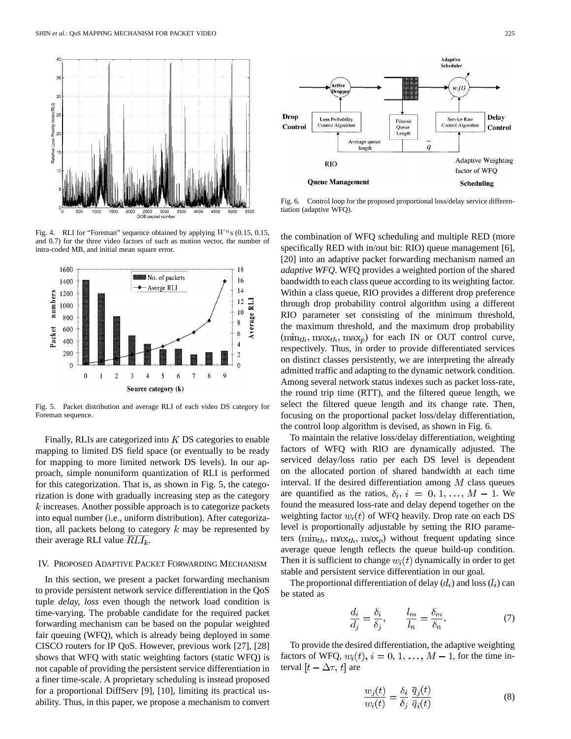Fig. 4. RLI for "Foreman" sequence obtained by applying $W^n$s (0.15, 0.15, and 0.7) for the three video factors of such as motion vector, the number of intra-coded MB, and initial mean square error.

Fig. 5. Packet distribution and average RLI of each video DS category for Foreman sequence.

Finally, RLIs are categorized into $K$ DS categories to enable mapping to limited DS field space (or eventually to be ready for mapping to more limited network DS levels). In our approach, simple nonuniform quantization of RLI is performed for this categorization. That is, as shown in Fig. 5, the categorization is done with gradually increasing step as the category $k$ increases. Another possible approach is to categorize packets into equal number (i.e., uniform distribution). After categorization, all packets belong to category $k$ may be represented by their average RLI value $\overline{RLI}_k$.

## IV. Proposed Adaptive Packet Forwarding Mechanism

In this section, we present a packet forwarding mechanism to provide persistent network service differentiation in the QoS tuple *delay, loss* even though the network load condition is time-varying. The probable candidate for the required packet forwarding mechanism can be based on the popular weighted fair queuing (WFQ), which is already being deployed in some CISCO routers for IP QoS. However, previous work [27], [28] shows that WFQ with static weighting factors (static WFQ) is not capable of providing the persistent service differentiation in a finer time-scale. A proprietary scheduling is instead proposed for a proportional DiffServ [9], [10], limiting its practical usability. Thus, in this paper, we propose a mechanism to convert the combination of WFQ scheduling and multiple RED (more specifically RED with in/out bit: RIO) queue management [6], [20] into an adaptive packet forwarding mechanism named an *adaptive WFQ*. WFQ provides a weighted portion of the shared bandwidth to each class queue according to its weighting factor. Within a class queue, RIO provides a different drop preference through drop probability control algorithm using a different RIO parameter set consisting of the minimum threshold, the maximum threshold, and the maximum drop probability $(\min_{th}, \max_{th}, \max_p)$ for each IN or OUT control curve, respectively. Thus, in order to provide differentiated services on distinct classes persistently, we are interpreting the already admitted traffic and adapting to the dynamic network condition. Among several network status indexes such as packet loss-rate, the round trip time (RTT), and the filtered queue length, we select the filtered queue length and its change rate. Then, focusing on the proportional packet loss/delay differentiation, the control loop algorithm is devised, as shown in Fig. 6.

Fig. 6. Control loop for the proposed proportional loss/delay service differentiation (adaptive WFQ).

To maintain the relative loss/delay differentiation, weighting factors of WFQ with RIO are dynamically adjusted. The serviced delay/loss ratio per each DS level is dependent on the allocated portion of shared bandwidth at each time interval. If the desired differentiation among $M$ class queues are quantified as the ratios, $\delta_i, i = 0, 1, \ldots, M-1$. We found the measured loss-rate and delay depend together on the weighting factor $w_i(t)$ of WFQ heavily. Drop rate on each DS level is proportionally adjustable by setting the RIO parameters $(\min_{th}, \max_{th}, \max_p)$ without frequent updating since average queue length reflects the queue build-up condition. Then it is sufficient to change $w_i(t)$ dynamically in order to get stable and persistent service differentiation in our goal.

The proportional differentiation of delay ($d_i$) and loss ($l_i$) can be stated as

$$\frac{d_i}{d_j} = \frac{\delta_i}{\delta_j}, \qquad \frac{l_m}{l_n} = \frac{\delta_m}{\delta_n}. \tag{7}$$

To provide the desired differentiation, the adaptive weighting factors of WFQ, $w_i(t), i = 0, 1, \ldots, M-1$, for the time interval $[t - \Delta\tau, t]$ are

$$\frac{w_j(t)}{w_i(t)} = \frac{\delta_i}{\delta_j} \frac{\overline{q}_j(t)}{\overline{q}_i(t)} \tag{8}$$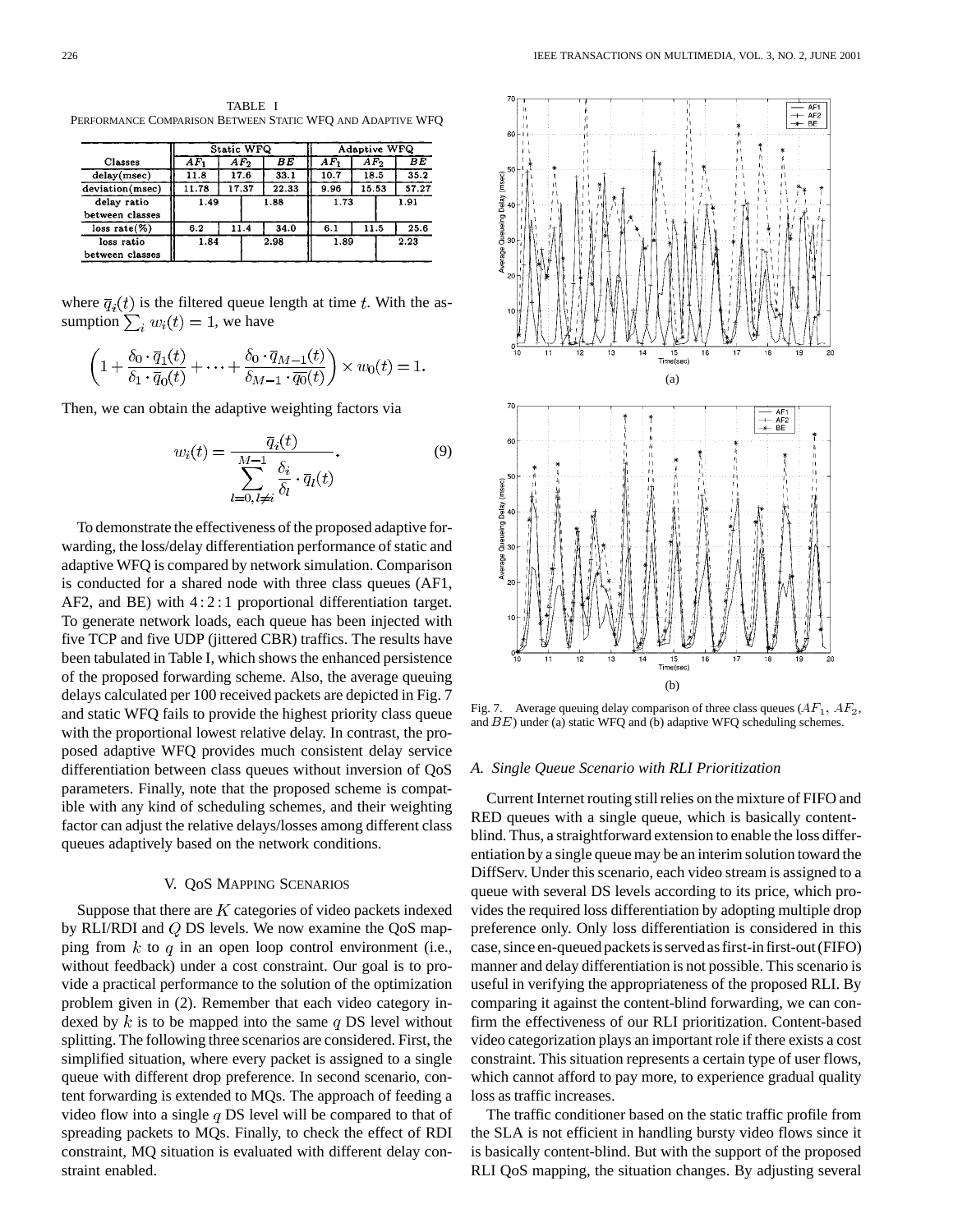TABLE I
PERFORMANCE COMPARISON BETWEEN STATIC WFQ AND ADAPTIVE WFQ

| Classes | Static WFQ | | | Adaptive WFQ | | |
|---|---|---|---|---|---|---|
| | $AF_1$ | $AF_2$ | $BE$ | $AF_1$ | $AF_2$ | $BE$ |
| delay(msec) | 11.8 | 17.6 | 33.1 | 10.7 | 18.5 | 35.2 |
| deviation(msec) | 11.78 | 17.37 | 22.33 | 9.96 | 15.53 | 57.27 |
| delay ratio between classes | 1.49 | | 1.88 | 1.73 | | 1.91 |
| loss rate(%) | 6.2 | 11.4 | 34.0 | 6.1 | 11.5 | 25.6 |
| loss ratio between classes | 1.84 | | 2.98 | 1.89 | | 2.23 |

where $\overline{q}_i(t)$ is the filtered queue length at time $t$. With the assumption $\sum_i w_i(t) = 1$, we have

$$\left(1 + \frac{\delta_0 \cdot \overline{q}_1(t)}{\delta_1 \cdot \overline{q}_0(t)} + \cdots + \frac{\delta_0 \cdot \overline{q}_{M-1}(t)}{\delta_{M-1} \cdot \overline{q_0}(t)}\right) \times w_0(t) = 1.$$

Then, we can obtain the adaptive weighting factors via

$$w_i(t) = \frac{\overline{q}_i(t)}{\sum_{l=0, l \neq i}^{M-1} \frac{\delta_i}{\delta_l} \cdot \overline{q}_l(t)}. \tag{9}$$

To demonstrate the effectiveness of the proposed adaptive forwarding, the loss/delay differentiation performance of static and adaptive WFQ is compared by network simulation. Comparison is conducted for a shared node with three class queues (AF1, AF2, and BE) with $4:2:1$ proportional differentiation target. To generate network loads, each queue has been injected with five TCP and five UDP (jittered CBR) traffics. The results have been tabulated in Table I, which shows the enhanced persistence of the proposed forwarding scheme. Also, the average queuing delays calculated per 100 received packets are depicted in Fig. 7 and static WFQ fails to provide the highest priority class queue with the proportional lowest relative delay. In contrast, the proposed adaptive WFQ provides much consistent delay service differentiation between class queues without inversion of QoS parameters. Finally, note that the proposed scheme is compatible with any kind of scheduling schemes, and their weighting factor can adjust the relative delays/losses among different class queues adaptively based on the network conditions.

Fig. 7. Average queuing delay comparison of three class queues ($AF_1$, $AF_2$, and $BE$) under (a) static WFQ and (b) adaptive WFQ scheduling schemes.

## V. QoS MAPPING SCENARIOS

Suppose that there are $K$ categories of video packets indexed by RLI/RDI and $Q$ DS levels. We now examine the QoS mapping from $k$ to $q$ in an open loop control environment (i.e., without feedback) under a cost constraint. Our goal is to provide a practical performance to the solution of the optimization problem given in (2). Remember that each video category indexed by $k$ is to be mapped into the same $q$ DS level without splitting. The following three scenarios are considered. First, the simplified situation, where every packet is assigned to a single queue with different drop preference. In second scenario, content forwarding is extended to MQs. The approach of feeding a video flow into a single $q$ DS level will be compared to that of spreading packets to MQs. Finally, to check the effect of RDI constraint, MQ situation is evaluated with different delay constraint enabled.

### A. Single Queue Scenario with RLI Prioritization

Current Internet routing still relies on the mixture of FIFO and RED queues with a single queue, which is basically content-blind. Thus, a straightforward extension to enable the loss differentiation by a single queue may be an interim solution toward the DiffServ. Under this scenario, each video stream is assigned to a queue with several DS levels according to its price, which provides the required loss differentiation by adopting multiple drop preference only. Only loss differentiation is considered in this case, since en-queued packets is served as first-in first-out (FIFO) manner and delay differentiation is not possible. This scenario is useful in verifying the appropriateness of the proposed RLI. By comparing it against the content-blind forwarding, we can confirm the effectiveness of our RLI prioritization. Content-based video categorization plays an important role if there exists a cost constraint. This situation represents a certain type of user flows, which cannot afford to pay more, to experience gradual quality loss as traffic increases.

The traffic conditioner based on the static traffic profile from the SLA is not efficient in handling bursty video flows since it is basically content-blind. But with the support of the proposed RLI QoS mapping, the situation changes. By adjusting several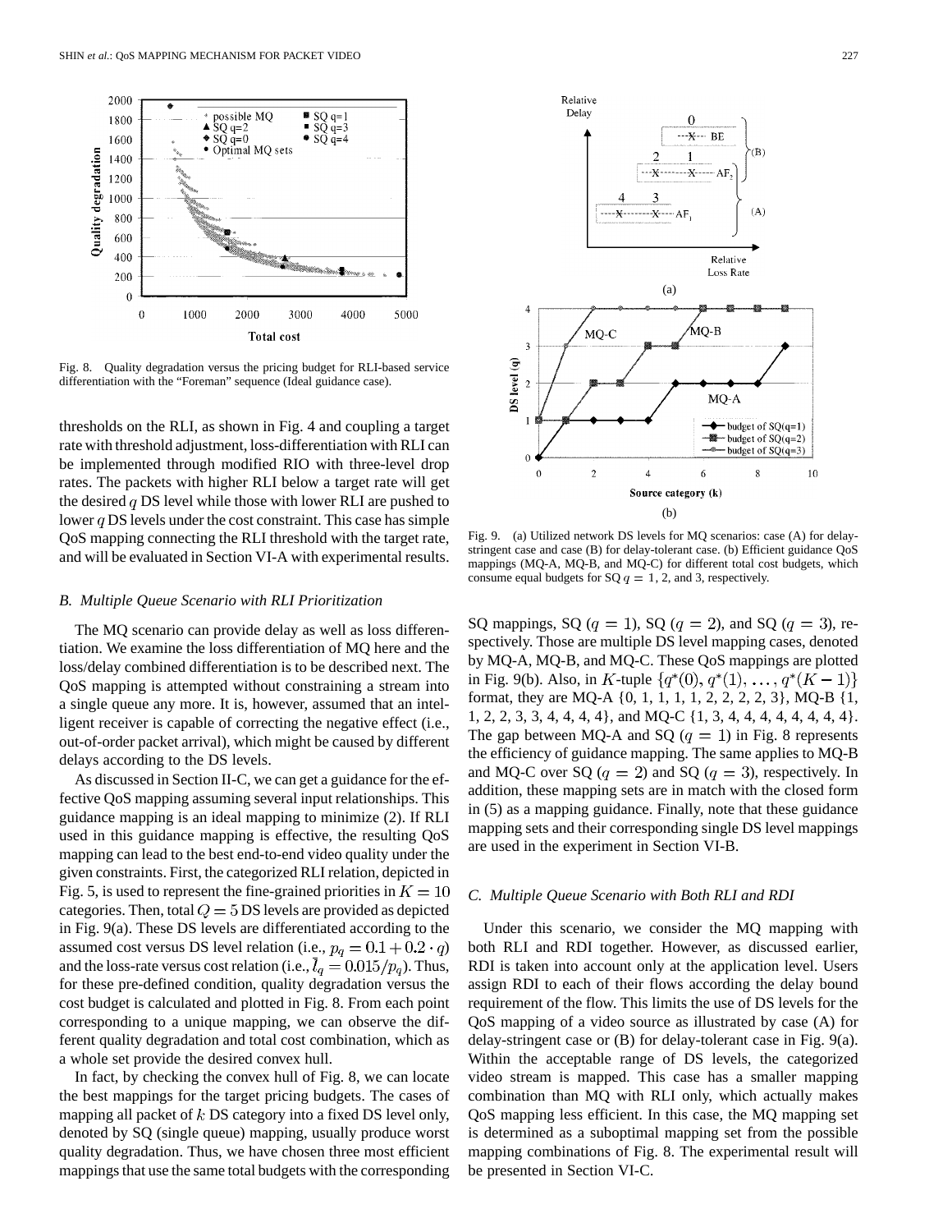Fig. 8. Quality degradation versus the pricing budget for RLI-based service differentiation with the "Foreman" sequence (Ideal guidance case).

thresholds on the RLI, as shown in Fig. 4 and coupling a target rate with threshold adjustment, loss-differentiation with RLI can be implemented through modified RIO with three-level drop rates. The packets with higher RLI below a target rate will get the desired $q$ DS level while those with lower RLI are pushed to lower $q$ DS levels under the cost constraint. This case has simple QoS mapping connecting the RLI threshold with the target rate, and will be evaluated in Section VI-A with experimental results.

### *B. Multiple Queue Scenario with RLI Prioritization*

The MQ scenario can provide delay as well as loss differentiation. We examine the loss differentiation of MQ here and the loss/delay combined differentiation is to be described next. The QoS mapping is attempted without constraining a stream into a single queue any more. It is, however, assumed that an intelligent receiver is capable of correcting the negative effect (i.e., out-of-order packet arrival), which might be caused by different delays according to the DS levels.

As discussed in Section II-C, we can get a guidance for the effective QoS mapping assuming several input relationships. This guidance mapping is an ideal mapping to minimize (2). If RLI used in this guidance mapping is effective, the resulting QoS mapping can lead to the best end-to-end video quality under the given constraints. First, the categorized RLI relation, depicted in Fig. 5, is used to represent the fine-grained priorities in $K = 10$ categories. Then, total $Q = 5$ DS levels are provided as depicted in Fig. 9(a). These DS levels are differentiated according to the assumed cost versus DS level relation (i.e., $p_q = 0.1 + 0.2 \cdot q$) and the loss-rate versus cost relation (i.e., $\bar{l}_q = 0.015/p_q$). Thus, for these pre-defined condition, quality degradation versus the cost budget is calculated and plotted in Fig. 8. From each point corresponding to a unique mapping, we can observe the different quality degradation and total cost combination, which as a whole set provide the desired convex hull.

In fact, by checking the convex hull of Fig. 8, we can locate the best mappings for the target pricing budgets. The cases of mapping all packet of $k$ DS category into a fixed DS level only, denoted by SQ (single queue) mapping, usually produce worst quality degradation. Thus, we have chosen three most efficient mappings that use the same total budgets with the corresponding SQ mappings, SQ ($q = 1$), SQ ($q = 2$), and SQ ($q = 3$), respectively. Those are multiple DS level mapping cases, denoted by MQ-A, MQ-B, and MQ-C. These QoS mappings are plotted in Fig. 9(b). Also, in $K$-tuple $\{q^*(0), q^*(1), \ldots, q^*(K-1)\}$ format, they are MQ-A {0, 1, 1, 1, 1, 2, 2, 2, 2, 3}, MQ-B {1, 1, 2, 2, 3, 3, 4, 4, 4, 4}, and MQ-C {1, 3, 4, 4, 4, 4, 4, 4, 4, 4}. The gap between MQ-A and SQ ($q = 1$) in Fig. 8 represents the efficiency of guidance mapping. The same applies to MQ-B and MQ-C over SQ ($q = 2$) and SQ ($q = 3$), respectively. In addition, these mapping sets are in match with the closed form in (5) as a mapping guidance. Finally, note that these guidance mapping sets and their corresponding single DS level mappings are used in the experiment in Section VI-B.

Fig. 9. (a) Utilized network DS levels for MQ scenarios: case (A) for delay-stringent case and case (B) for delay-tolerant case. (b) Efficient guidance QoS mappings (MQ-A, MQ-B, and MQ-C) for different total cost budgets, which consume equal budgets for SQ $q = 1$, 2, and 3, respectively.

### *C. Multiple Queue Scenario with Both RLI and RDI*

Under this scenario, we consider the MQ mapping with both RLI and RDI together. However, as discussed earlier, RDI is taken into account only at the application level. Users assign RDI to each of their flows according the delay bound requirement of the flow. This limits the use of DS levels for the QoS mapping of a video source as illustrated by case (A) for delay-stringent case or (B) for delay-tolerant case in Fig. 9(a). Within the acceptable range of DS levels, the categorized video stream is mapped. This case has a smaller mapping combination than MQ with RLI only, which actually makes QoS mapping less efficient. In this case, the MQ mapping set is determined as a suboptimal mapping set from the possible mapping combinations of Fig. 8. The experimental result will be presented in Section VI-C.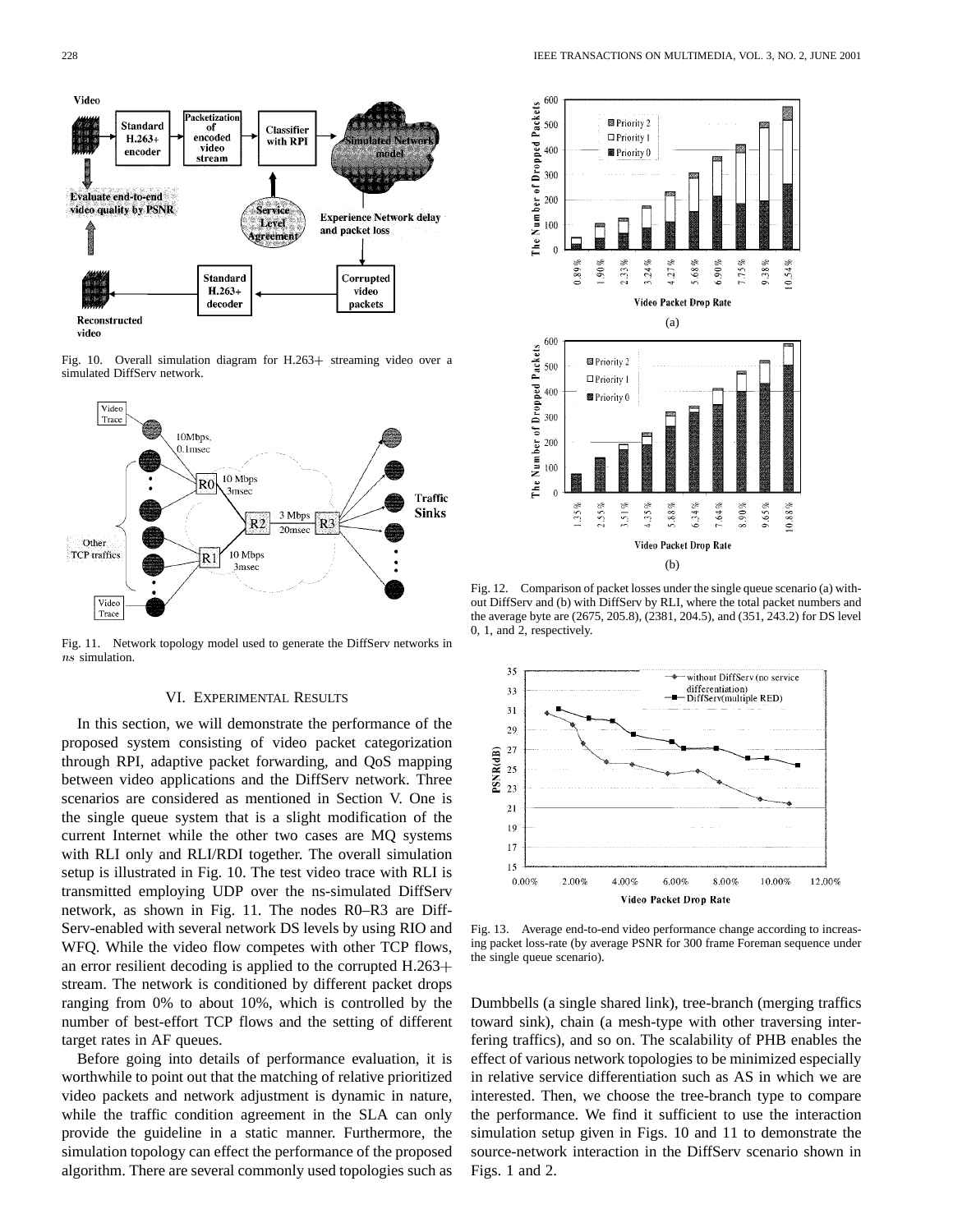Fig. 10. Overall simulation diagram for H.263+ streaming video over a simulated DiffServ network.

Fig. 11. Network topology model used to generate the DiffServ networks in *ns* simulation.

Fig. 12. Comparison of packet losses under the single queue scenario (a) without DiffServ and (b) with DiffServ by RLI, where the total packet numbers and the average byte are (2675, 205.8), (2381, 204.5), and (351, 243.2) for DS level 0, 1, and 2, respectively.

Fig. 13. Average end-to-end video performance change according to increasing packet loss-rate (by average PSNR for 300 frame Foreman sequence under the single queue scenario).

## VI. Experimental Results

In this section, we will demonstrate the performance of the proposed system consisting of video packet categorization through RPI, adaptive packet forwarding, and QoS mapping between video applications and the DiffServ network. Three scenarios are considered as mentioned in Section V. One is the single queue system that is a slight modification of the current Internet while the other two cases are MQ systems with RLI only and RLI/RDI together. The overall simulation setup is illustrated in Fig. 10. The test video trace with RLI is transmitted employing UDP over the ns-simulated DiffServ network, as shown in Fig. 11. The nodes R0–R3 are DiffServ-enabled with several network DS levels by using RIO and WFQ. While the video flow competes with other TCP flows, an error resilient decoding is applied to the corrupted H.263+ stream. The network is conditioned by different packet drops ranging from 0% to about 10%, which is controlled by the number of best-effort TCP flows and the setting of different target rates in AF queues.

Before going into details of performance evaluation, it is worthwhile to point out that the matching of relative prioritized video packets and network adjustment is dynamic in nature, while the traffic condition agreement in the SLA can only provide the guideline in a static manner. Furthermore, the simulation topology can effect the performance of the proposed algorithm. There are several commonly used topologies such as Dumbbells (a single shared link), tree-branch (merging traffics toward sink), chain (a mesh-type with other traversing interfering traffics), and so on. The scalability of PHB enables the effect of various network topologies to be minimized especially in relative service differentiation such as AS in which we are interested. Then, we choose the tree-branch type to compare the performance. We find it sufficient to use the interaction simulation setup given in Figs. 10 and 11 to demonstrate the source-network interaction in the DiffServ scenario shown in Figs. 1 and 2.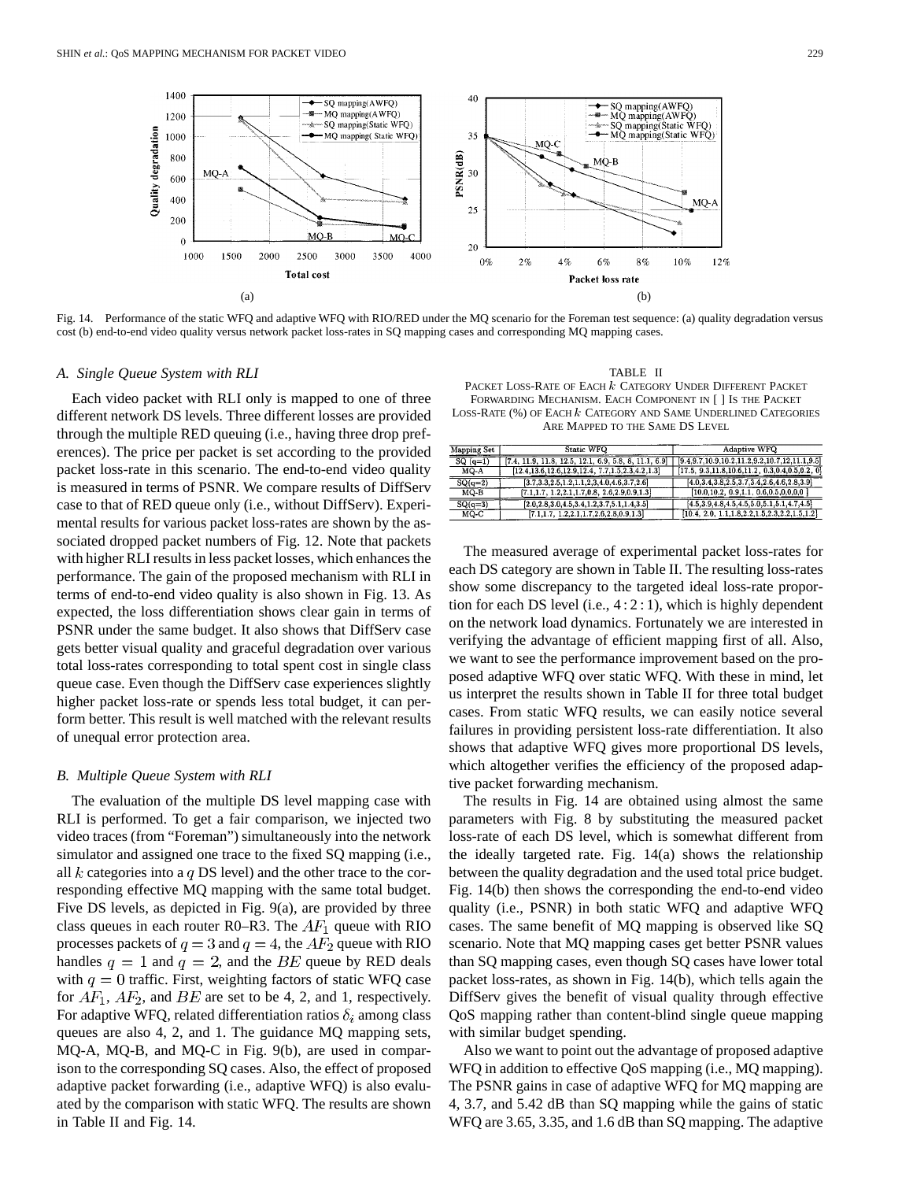Fig. 14. Performance of the static WFQ and adaptive WFQ with RIO/RED under the MQ scenario for the Foreman test sequence: (a) quality degradation versus cost (b) end-to-end video quality versus network packet loss-rates in SQ mapping cases and corresponding MQ mapping cases.

### A. Single Queue System with RLI

Each video packet with RLI only is mapped to one of three different network DS levels. Three different losses are provided through the multiple RED queuing (i.e., having three drop preferences). The price per packet is set according to the provided packet loss-rate in this scenario. The end-to-end video quality is measured in terms of PSNR. We compare results of DiffServ case to that of RED queue only (i.e., without DiffServ). Experimental results for various packet loss-rates are shown by the associated dropped packet numbers of Fig. 12. Note that packets with higher RLI results in less packet losses, which enhances the performance. The gain of the proposed mechanism with RLI in terms of end-to-end video quality is also shown in Fig. 13. As expected, the loss differentiation shows clear gain in terms of PSNR under the same budget. It also shows that DiffServ case gets better visual quality and graceful degradation over various total loss-rates corresponding to total spent cost in single class queue case. Even though the DiffServ case experiences slightly higher packet loss-rate or spends less total budget, it can perform better. This result is well matched with the relevant results of unequal error protection area.

### B. Multiple Queue System with RLI

The evaluation of the multiple DS level mapping case with RLI is performed. To get a fair comparison, we injected two video traces (from "Foreman") simultaneously into the network simulator and assigned one trace to the fixed SQ mapping (i.e., all $k$ categories into a $q$ DS level) and the other trace to the corresponding effective MQ mapping with the same total budget. Five DS levels, as depicted in Fig. 9(a), are provided by three class queues in each router R0–R3. The $AF_1$ queue with RIO processes packets of $q = 3$ and $q = 4$, the $AF_2$ queue with RIO handles $q = 1$ and $q = 2$, and the $BE$ queue by RED deals with $q = 0$ traffic. First, weighting factors of static WFQ case for $AF_1$, $AF_2$, and $BE$ are set to be 4, 2, and 1, respectively. For adaptive WFQ, related differentiation ratios $\delta_i$ among class queues are also 4, 2, and 1. The guidance MQ mapping sets, MQ-A, MQ-B, and MQ-C in Fig. 9(b), are used in comparison to the corresponding SQ cases. Also, the effect of proposed adaptive packet forwarding (i.e., adaptive WFQ) is also evaluated by the comparison with static WFQ. The results are shown in Table II and Fig. 14.

TABLE II
PACKET LOSS-RATE OF EACH $k$ CATEGORY UNDER DIFFERENT PACKET FORWARDING MECHANISM. EACH COMPONENT IN [ ] IS THE PACKET LOSS-RATE (%) OF EACH $k$ CATEGORY AND SAME UNDERLINED CATEGORIES ARE MAPPED TO THE SAME DS LEVEL

| Mapping Set | Static WFQ | Adaptive WFQ |
|---|---|---|
| SQ (q=1) | [7.4, 11.9, 11.8, 12.5, 12.1, 6.9, 5.8, 8, 11.1, 6.9] | [9.4,9.7,10.9,10.2,11.2,9.2,10.7,12,11.1,9.5] |
| MQ-A | [12.4,13.6,12.6,12.9,12.4, 7.7,1.5,2.3,4.2,1.3] | [17.5, 9.3,11.8,10.6,11.2, 0.3,0.4,0.5,0.2, 0] |
| SQ(q=2) | [3.7,3.3,2.5,1.2,1.1,2,3,4.0,4.6,3.7,2.6] | [4.0,3.4,3.8,2.5,3.7,3.4,2.6,4.6,2.8,3.9] |
| MQ-B | [7.1,1.7, 1.2,2.1,1.7,0.8, 2.6,2.9,0.9,1.3] | [10.0,10.2, 0.9,1.1, 0.6,0.5,0,0,0,0] |
| SQ(q=3) | [2.0,2.8,3.0,4.5,3.4,1.2,3.7,5.1,1.4,3.5] | [4.5,3.9,4.8,4.5,4.5,5.0,5.1,5.1,4.7,4.5] |
| MQ-C | [7.1,1.7, 1.2,2.1,1.7,2.6,2.8,0.9,1.3] | [10.4, 2.0, 1.1,1.8,2.2,1.5,2.3,2.2,1.5,1.2] |

The measured average of experimental packet loss-rates for each DS category are shown in Table II. The resulting loss-rates show some discrepancy to the targeted ideal loss-rate proportion for each DS level (i.e., $4:2:1$), which is highly dependent on the network load dynamics. Fortunately we are interested in verifying the advantage of efficient mapping first of all. Also, we want to see the performance improvement based on the proposed adaptive WFQ over static WFQ. With these in mind, let us interpret the results shown in Table II for three total budget cases. From static WFQ results, we can easily notice several failures in providing persistent loss-rate differentiation. It also shows that adaptive WFQ gives more proportional DS levels, which altogether verifies the efficiency of the proposed adaptive packet forwarding mechanism.

The results in Fig. 14 are obtained using almost the same parameters with Fig. 8 by substituting the measured packet loss-rate of each DS level, which is somewhat different from the ideally targeted rate. Fig. 14(a) shows the relationship between the quality degradation and the used total price budget. Fig. 14(b) then shows the corresponding the end-to-end video quality (i.e., PSNR) in both static WFQ and adaptive WFQ cases. The same benefit of MQ mapping is observed like SQ scenario. Note that MQ mapping cases get better PSNR values than SQ mapping cases, even though SQ cases have lower total packet loss-rates, as shown in Fig. 14(b), which tells again the DiffServ gives the benefit of visual quality through effective QoS mapping rather than content-blind single queue mapping with similar budget spending.

Also we want to point out the advantage of proposed adaptive WFQ in addition to effective QoS mapping (i.e., MQ mapping). The PSNR gains in case of adaptive WFQ for MQ mapping are 4, 3.7, and 5.42 dB than SQ mapping while the gains of static WFQ are 3.65, 3.35, and 1.6 dB than SQ mapping. The adaptive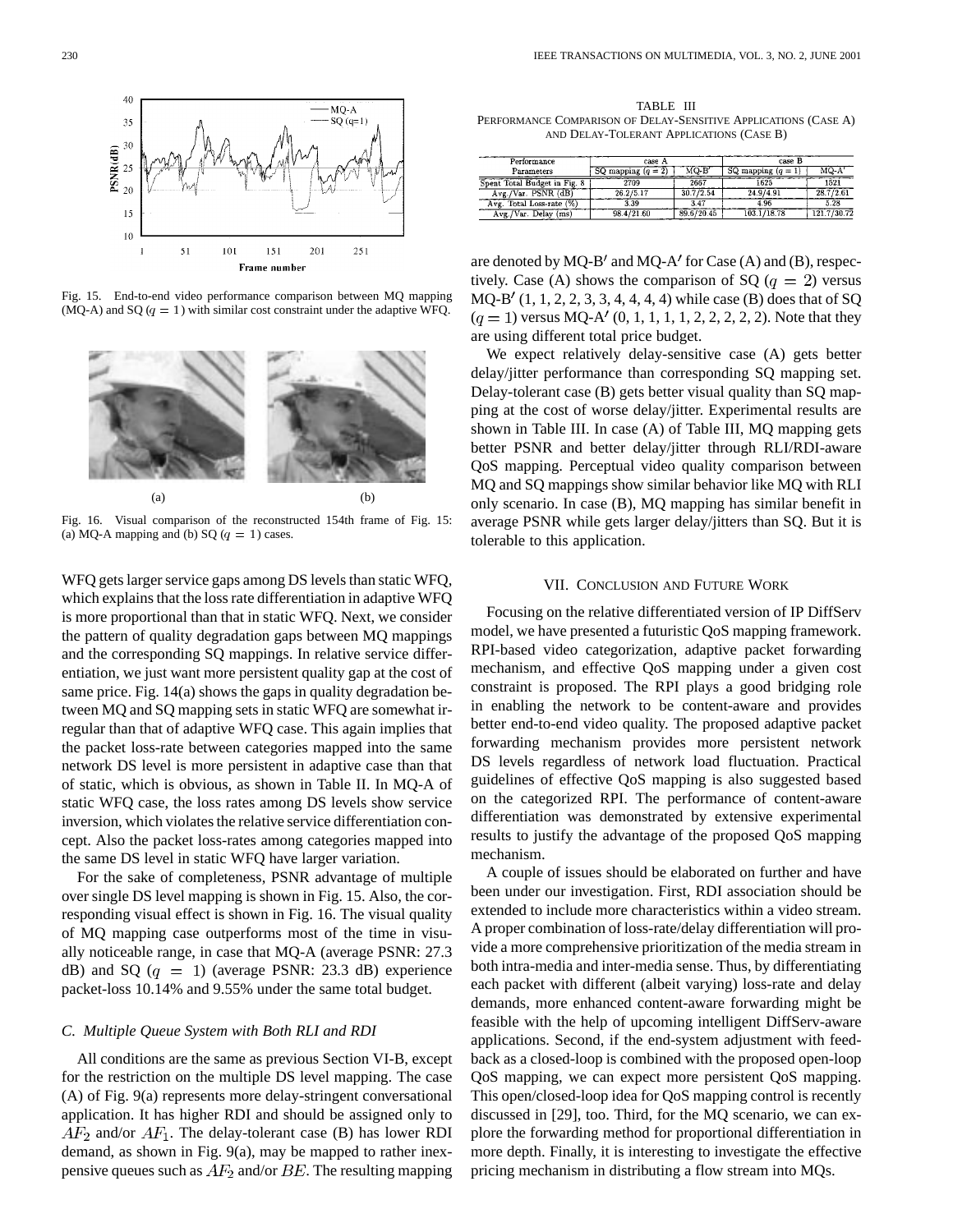Fig. 15. End-to-end video performance comparison between MQ mapping (MQ-A) and SQ ($q = 1$) with similar cost constraint under the adaptive WFQ.

Fig. 16. Visual comparison of the reconstructed 154th frame of Fig. 15: (a) MQ-A mapping and (b) SQ ($q = 1$) cases.

WFQ gets larger service gaps among DS levels than static WFQ, which explains that the loss rate differentiation in adaptive WFQ is more proportional than that in static WFQ. Next, we consider the pattern of quality degradation gaps between MQ mappings and the corresponding SQ mappings. In relative service differentiation, we just want more persistent quality gap at the cost of same price. Fig. 14(a) shows the gaps in quality degradation between MQ and SQ mapping sets in static WFQ are somewhat irregular than that of adaptive WFQ case. This again implies that the packet loss-rate between categories mapped into the same network DS level is more persistent in adaptive case than that of static, which is obvious, as shown in Table II. In MQ-A of static WFQ case, the loss rates among DS levels show service inversion, which violates the relative service differentiation concept. Also the packet loss-rates among categories mapped into the same DS level in static WFQ have larger variation.

For the sake of completeness, PSNR advantage of multiple over single DS level mapping is shown in Fig. 15. Also, the corresponding visual effect is shown in Fig. 16. The visual quality of MQ mapping case outperforms most of the time in visually noticeable range, in case that MQ-A (average PSNR: 27.3 dB) and SQ ($q = 1$) (average PSNR: 23.3 dB) experience packet-loss 10.14% and 9.55% under the same total budget.

### C. Multiple Queue System with Both RLI and RDI

All conditions are the same as previous Section VI-B, except for the restriction on the multiple DS level mapping. The case (A) of Fig. 9(a) represents more delay-stringent conversational application. It has higher RDI and should be assigned only to $AF_2$ and/or $AF_1$. The delay-tolerant case (B) has lower RDI demand, as shown in Fig. 9(a), may be mapped to rather inexpensive queues such as $AF_2$ and/or $BE$. The resulting mapping are denoted by MQ-B′ and MQ-A′ for Case (A) and (B), respectively. Case (A) shows the comparison of SQ ($q = 2$) versus MQ-B′ (1, 1, 2, 2, 3, 3, 4, 4, 4, 4) while case (B) does that of SQ ($q = 1$) versus MQ-A′ (0, 1, 1, 1, 1, 2, 2, 2, 2, 2). Note that they are using different total price budget.

TABLE III
PERFORMANCE COMPARISON OF DELAY-SENSITIVE APPLICATIONS (CASE A) AND DELAY-TOLERANT APPLICATIONS (CASE B)

| Performance Parameters | case A | | case B | |
|---|---|---|---|---|
| | SQ mapping ($q = 2$) | MQ-B′ | SQ mapping ($q = 1$) | MQ-A′ |
| Spent Total Budget in Fig. 8 | 2709 | 2667 | 1625 | 1521 |
| Avg./Var. PSNR (dB) | 26.2/5.17 | 30.7/2.54 | 24.9/4.91 | 28.7/2.61 |
| Avg. Total Loss-rate (%) | 3.39 | 3.47 | 4.96 | 5.28 |
| Avg./Var. Delay (ms) | 98.4/21.60 | 89.6/20.45 | 103.1/18.78 | 121.7/30.72 |

We expect relatively delay-sensitive case (A) gets better delay/jitter performance than corresponding SQ mapping set. Delay-tolerant case (B) gets better visual quality than SQ mapping at the cost of worse delay/jitter. Experimental results are shown in Table III. In case (A) of Table III, MQ mapping gets better PSNR and better delay/jitter through RLI/RDI-aware QoS mapping. Perceptual video quality comparison between MQ and SQ mappings show similar behavior like MQ with RLI only scenario. In case (B), MQ mapping has similar benefit in average PSNR while gets larger delay/jitters than SQ. But it is tolerable to this application.

## VII. CONCLUSION AND FUTURE WORK

Focusing on the relative differentiated version of IP DiffServ model, we have presented a futuristic QoS mapping framework. RPI-based video categorization, adaptive packet forwarding mechanism, and effective QoS mapping under a given cost constraint is proposed. The RPI plays a good bridging role in enabling the network to be content-aware and provides better end-to-end video quality. The proposed adaptive packet forwarding mechanism provides more persistent network DS levels regardless of network load fluctuation. Practical guidelines of effective QoS mapping is also suggested based on the categorized RPI. The performance of content-aware differentiation was demonstrated by extensive experimental results to justify the advantage of the proposed QoS mapping mechanism.

A couple of issues should be elaborated on further and have been under our investigation. First, RDI association should be extended to include more characteristics within a video stream. A proper combination of loss-rate/delay differentiation will provide a more comprehensive prioritization of the media stream in both intra-media and inter-media sense. Thus, by differentiating each packet with different (albeit varying) loss-rate and delay demands, more enhanced content-aware forwarding might be feasible with the help of upcoming intelligent DiffServ-aware applications. Second, if the end-system adjustment with feedback as a closed-loop is combined with the proposed open-loop QoS mapping, we can expect more persistent QoS mapping. This open/closed-loop idea for QoS mapping control is recently discussed in [29], too. Third, for the MQ scenario, we can explore the forwarding method for proportional differentiation in more depth. Finally, it is interesting to investigate the effective pricing mechanism in distributing a flow stream into MQs.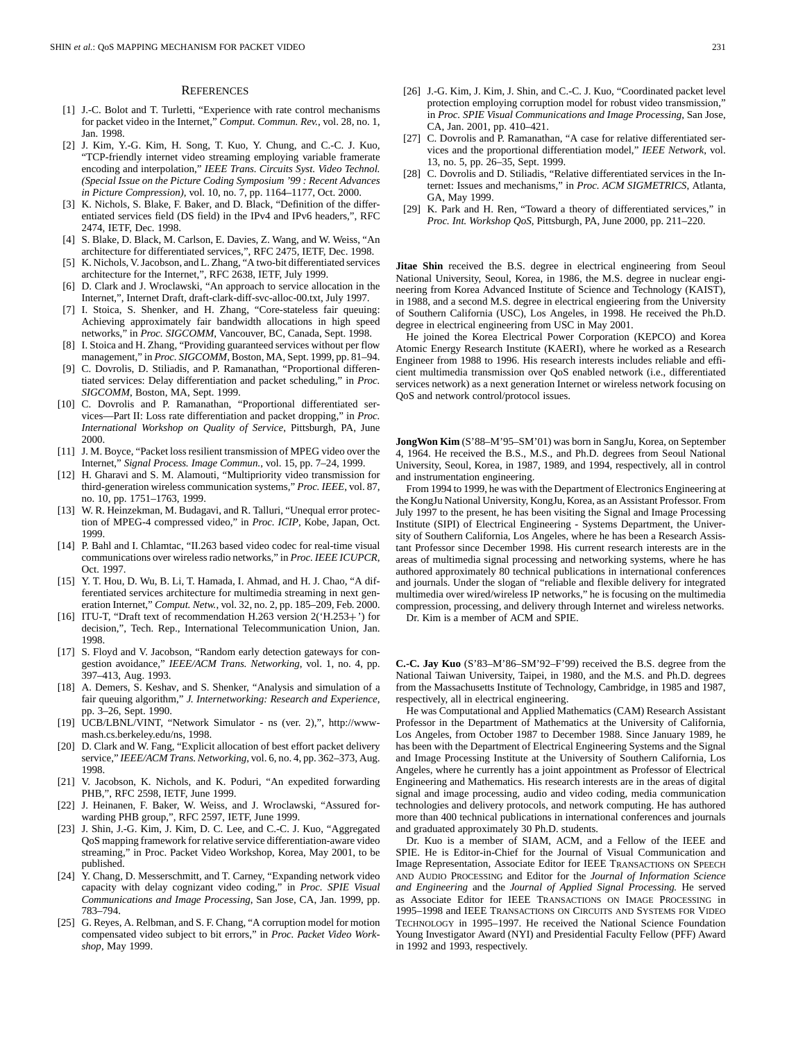## REFERENCES

[1] J.-C. Bolot and T. Turletti, "Experience with rate control mechanisms for packet video in the Internet," *Comput. Commun. Rev.*, vol. 28, no. 1, Jan. 1998.

[2] J. Kim, Y.-G. Kim, H. Song, T. Kuo, Y. Chung, and C.-C. J. Kuo, "TCP-friendly internet video streaming employing variable framerate encoding and interpolation," *IEEE Trans. Circuits Syst. Video Technol. (Special Issue on the Picture Coding Symposium '99 : Recent Advances in Picture Compression)*, vol. 10, no. 7, pp. 1164–1177, Oct. 2000.

[3] K. Nichols, S. Blake, F. Baker, and D. Black, "Definition of the differentiated services field (DS field) in the IPv4 and IPv6 headers,", RFC 2474, IETF, Dec. 1998.

[4] S. Blake, D. Black, M. Carlson, E. Davies, Z. Wang, and W. Weiss, "An architecture for differentiated services,", RFC 2475, IETF, Dec. 1998.

[5] K. Nichols, V. Jacobson, and L. Zhang, "A two-bit differentiated services architecture for the Internet,", RFC 2638, IETF, July 1999.

[6] D. Clark and J. Wroclawski, "An approach to service allocation in the Internet,", Internet Draft, draft-clark-diff-svc-alloc-00.txt, July 1997.

[7] I. Stoica, S. Shenker, and H. Zhang, "Core-stateless fair queuing: Achieving approximately fair bandwidth allocations in high speed networks," in *Proc. SIGCOMM*, Vancouver, BC, Canada, Sept. 1998.

[8] I. Stoica and H. Zhang, "Providing guaranteed services without per flow management," in *Proc. SIGCOMM*, Boston, MA, Sept. 1999, pp. 81–94.

[9] C. Dovrolis, D. Stiliadis, and P. Ramanathan, "Proportional differentiated services: Delay differentiation and packet scheduling," in *Proc. SIGCOMM*, Boston, MA, Sept. 1999.

[10] C. Dovrolis and P. Ramanathan, "Proportional differentiated services—Part II: Loss rate differentiation and packet dropping," in *Proc. International Workshop on Quality of Service*, Pittsburgh, PA, June 2000.

[11] J. M. Boyce, "Packet loss resilient transmission of MPEG video over the Internet," *Signal Process. Image Commun.*, vol. 15, pp. 7–24, 1999.

[12] H. Gharavi and S. M. Alamouti, "Multipriority video transmission for third-generation wireless communication systems," *Proc. IEEE*, vol. 87, no. 10, pp. 1751–1763, 1999.

[13] W. R. Heinzekman, M. Budagavi, and R. Talluri, "Unequal error protection of MPEG-4 compressed video," in *Proc. ICIP*, Kobe, Japan, Oct. 1999.

[14] P. Bahl and I. Chlamtac, "II.263 based video codec for real-time visual communications over wireless radio networks," in *Proc. IEEE ICUPCR*, Oct. 1997.

[15] Y. T. Hou, D. Wu, B. Li, T. Hamada, I. Ahmad, and H. J. Chao, "A differentiated services architecture for multimedia streaming in next generation Internet," *Comput. Netw.*, vol. 32, no. 2, pp. 185–209, Feb. 2000.

[16] ITU-T, "Draft text of recommendation H.263 version 2('H.253+') for decision,", Tech. Rep., International Telecommunication Union, Jan. 1998.

[17] S. Floyd and V. Jacobson, "Random early detection gateways for congestion avoidance," *IEEE/ACM Trans. Networking*, vol. 1, no. 4, pp. 397–413, Aug. 1993.

[18] A. Demers, S. Keshav, and S. Shenker, "Analysis and simulation of a fair queuing algorithm," *J. Internetworking: Research and Experience*, pp. 3–26, Sept. 1990.

[19] UCB/LBNL/VINT, "Network Simulator - ns (ver. 2),", http://www-mash.cs.berkeley.edu/ns, 1998.

[20] D. Clark and W. Fang, "Explicit allocation of best effort packet delivery service," *IEEE/ACM Trans. Networking*, vol. 6, no. 4, pp. 362–373, Aug. 1998.

[21] V. Jacobson, K. Nichols, and K. Poduri, "An expedited forwarding PHB,", RFC 2598, IETF, June 1999.

[22] J. Heinanen, F. Baker, W. Weiss, and J. Wroclawski, "Assured forwarding PHB group,", RFC 2597, IETF, June 1999.

[23] J. Shin, J.-G. Kim, J. Kim, D. C. Lee, and C.-C. J. Kuo, "Aggregated QoS mapping framework for relative service differentiation-aware video streaming," in Proc. Packet Video Workshop, Korea, May 2001, to be published.

[24] Y. Chang, D. Messerschmitt, and T. Carney, "Expanding network video capacity with delay cognizant video coding," in *Proc. SPIE Visual Communications and Image Processing*, San Jose, CA, Jan. 1999, pp. 783–794.

[25] G. Reyes, A. Relbman, and S. F. Chang, "A corruption model for motion compensated video subject to bit errors," in *Proc. Packet Video Workshop*, May 1999.

[26] J.-G. Kim, J. Kim, J. Shin, and C.-C. J. Kuo, "Coordinated packet level protection employing corruption model for robust video transmission," in *Proc. SPIE Visual Communications and Image Processing*, San Jose, CA, Jan. 2001, pp. 410–421.

[27] C. Dovrolis and P. Ramanathan, "A case for relative differentiated services and the proportional differentiation model," *IEEE Network*, vol. 13, no. 5, pp. 26–35, Sept. 1999.

[28] C. Dovrolis and D. Stiliadis, "Relative differentiated services in the Internet: Issues and mechanisms," in *Proc. ACM SIGMETRICS*, Atlanta, GA, May 1999.

[29] K. Park and H. Ren, "Toward a theory of differentiated services," in *Proc. Int. Workshop QoS*, Pittsburgh, PA, June 2000, pp. 211–220.

**Jitae Shin** received the B.S. degree in electrical engineering from Seoul National University, Seoul, Korea, in 1986, the M.S. degree in nuclear engineering from Korea Advanced Institute of Science and Technology (KAIST), in 1988, and a second M.S. degree in electrical engieering from the University of Southern California (USC), Los Angeles, in 1998. He received the Ph.D. degree in electrical engineering from USC in May 2001.

He joined the Korea Electrical Power Corporation (KEPCO) and Korea Atomic Energy Research Institute (KAERI), where he worked as a Research Engineer from 1988 to 1996. His research interests includes reliable and efficient multimedia transmission over QoS enabled network (i.e., differentiated services network) as a next generation Internet or wireless network focusing on QoS and network control/protocol issues.

**JongWon Kim** (S'88–M'95–SM'01) was born in SangJu, Korea, on September 4, 1964. He received the B.S., M.S., and Ph.D. degrees from Seoul National University, Seoul, Korea, in 1987, 1989, and 1994, respectively, all in control and instrumentation engineering.

From 1994 to 1999, he was with the Department of Electronics Engineering at the KongJu National University, KongJu, Korea, as an Assistant Professor. From July 1997 to the present, he has been visiting the Signal and Image Processing Institute (SIPI) of Electrical Engineering - Systems Department, the University of Southern California, Los Angeles, where he has been a Research Assistant Professor since December 1998. His current research interests are in the areas of multimedia signal processing and networking systems, where he has authored approximately 80 technical publications in international conferences and journals. Under the slogan of "reliable and flexible delivery for integrated multimedia over wired/wireless IP networks," he is focusing on the multimedia compression, processing, and delivery through Internet and wireless networks.

Dr. Kim is a member of ACM and SPIE.

**C.-C. Jay Kuo** (S'83–M'86–SM'92–F'99) received the B.S. degree from the National Taiwan University, Taipei, in 1980, and the M.S. and Ph.D. degrees from the Massachusetts Institute of Technology, Cambridge, in 1985 and 1987, respectively, all in electrical engineering.

He was Computational and Applied Mathematics (CAM) Research Assistant Professor in the Department of Mathematics at the University of California, Los Angeles, from October 1987 to December 1988. Since January 1989, he has been with the Department of Electrical Engineering Systems and the Signal and Image Processing Institute at the University of Southern California, Los Angeles, where he currently has a joint appointment as Professor of Electrical Engineering and Mathematics. His research interests are in the areas of digital signal and image processing, audio and video coding, media communication technologies and delivery protocols, and network computing. He has authored more than 400 technical publications in international conferences and journals and graduated approximately 30 Ph.D. students.

Dr. Kuo is a member of SIAM, ACM, and a Fellow of the IEEE and SPIE. He is Editor-in-Chief for the Journal of Visual Communication and Image Representation, Associate Editor for IEEE TRANSACTIONS ON SPEECH AND AUDIO PROCESSING and Editor for the *Journal of Information Science and Engineering* and the *Journal of Applied Signal Processing.* He served as Associate Editor for IEEE TRANSACTIONS ON IMAGE PROCESSING in 1995–1998 and IEEE TRANSACTIONS ON CIRCUITS AND SYSTEMS FOR VIDEO TECHNOLOGY in 1995–1997. He received the National Science Foundation Young Investigator Award (NYI) and Presidential Faculty Fellow (PFF) Award in 1992 and 1993, respectively.